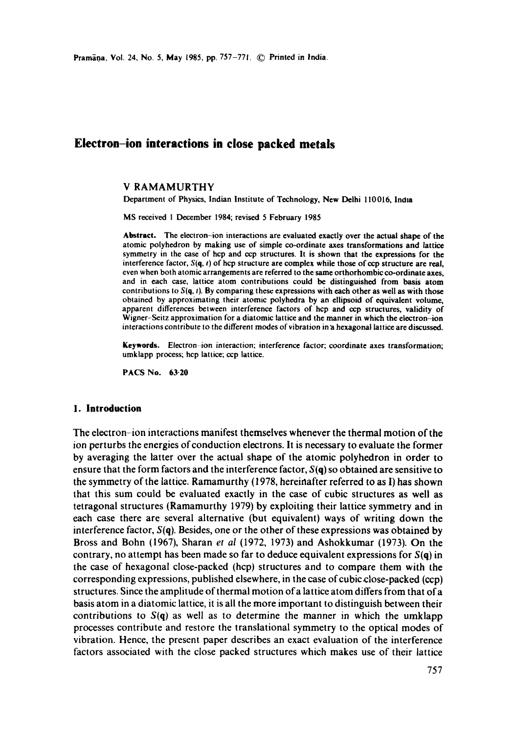# Electron–ion interactions in close packed metals

V RAMAMURTHY

Department of Physics, Indian Institute of Technology, New Delhi 110016, India

MS received 1 December 1984; revised 5 February 1985

**Abstract.** The electron–ion interactions are evaluated exactly over the actual shape of the atomic polyhedron by making use of simple co-ordinate axes transformations and lattice symmetry in the case of hcp and ccp structures. It is shown that the expressions for the interference factor, $S(\mathbf{q}, t)$ of hcp structure are complex while those of ccp structure are real, even when both atomic arrangements are referred to the same orthorhombic co-ordinate axes, and in each case, lattice atom contributions could be distinguished from basis atom contributions to $S(\mathbf{q}, t)$. By comparing these expressions with each other as well as with those obtained by approximating their atomic polyhedra by an ellipsoid of equivalent volume, apparent differences between interference factors of hcp and ccp structures, validity of Wigner-Seitz approximation for a diatomic lattice and the manner in which the electron–ion interactions contribute to the different modes of vibration in a hexagonal lattice are discussed.

**Keywords.** Electron–ion interaction; interference factor; coordinate axes transformation; umklapp process; hcp lattice; ccp lattice.

**PACS No. 63·20**

## 1. Introduction

The electron–ion interactions manifest themselves whenever the thermal motion of the ion perturbs the energies of conduction electrons. It is necessary to evaluate the former by averaging the latter over the actual shape of the atomic polyhedron in order to ensure that the form factors and the interference factor, $S(\mathbf{q})$ so obtained are sensitive to the symmetry of the lattice. Ramamurthy (1978, hereinafter referred to as I) has shown that this sum could be evaluated exactly in the case of cubic structures as well as tetragonal structures (Ramamurthy 1979) by exploiting their lattice symmetry and in each case there are several alternative (but equivalent) ways of writing down the interference factor, $S(\mathbf{q})$. Besides, one or the other of these expressions was obtained by Bross and Bohn (1967), Sharan *et al* (1972, 1973) and Ashokkumar (1973). On the contrary, no attempt has been made so far to deduce equivalent expressions for $S(\mathbf{q})$ in the case of hexagonal close-packed (hcp) structures and to compare them with the corresponding expressions, published elsewhere, in the case of cubic close-packed (ccp) structures. Since the amplitude of thermal motion of a lattice atom differs from that of a basis atom in a diatomic lattice, it is all the more important to distinguish between their contributions to $S(\mathbf{q})$ as well as to determine the manner in which the umklapp processes contribute and restore the translational symmetry to the optical modes of vibration. Hence, the present paper describes an exact evaluation of the interference factors associated with the close packed structures which makes use of their lattice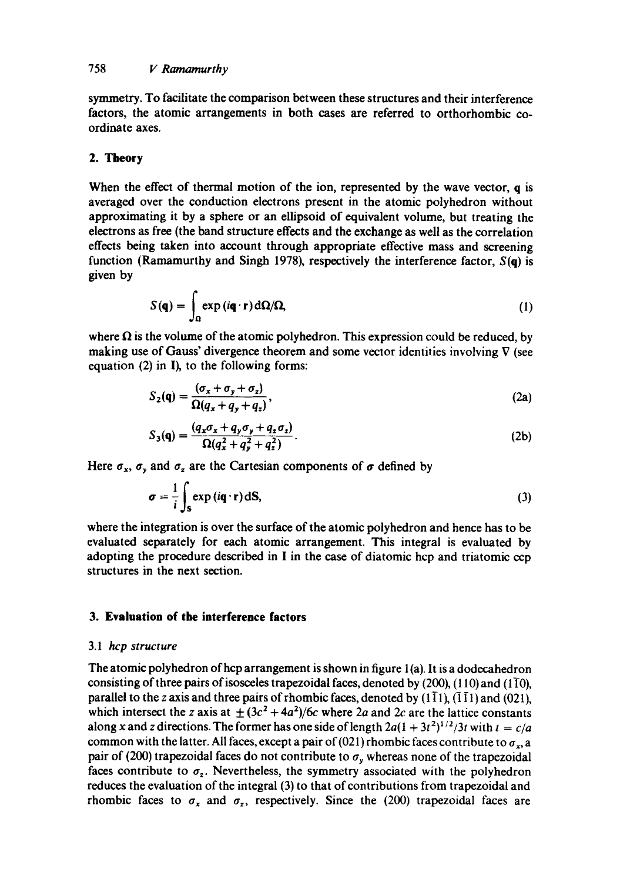symmetry. To facilitate the comparison between these structures and their interference factors, the atomic arrangements in both cases are referred to orthorhombic coordinate axes.

## 2. Theory

When the effect of thermal motion of the ion, represented by the wave vector, $\mathbf{q}$ is averaged over the conduction electrons present in the atomic polyhedron without approximating it by a sphere or an ellipsoid of equivalent volume, but treating the electrons as free (the band structure effects and the exchange as well as the correlation effects being taken into account through appropriate effective mass and screening function (Ramamurthy and Singh 1978), respectively the interference factor, $S(\mathbf{q})$ is given by

$$S(\mathbf{q}) = \int_{\Omega} \exp(i\mathbf{q}\cdot\mathbf{r})\,\mathrm{d}\Omega/\Omega, \tag{1}$$

where $\Omega$ is the volume of the atomic polyhedron. This expression could be reduced, by making use of Gauss' divergence theorem and some vector identities involving $\nabla$ (see equation (2) in I), to the following forms:

$$S_2(\mathbf{q}) = \frac{(\sigma_x + \sigma_y + \sigma_z)}{\Omega(q_x + q_y + q_z)}, \tag{2a}$$

$$S_3(\mathbf{q}) = \frac{(q_x\sigma_x + q_y\sigma_y + q_z\sigma_z)}{\Omega(q_x^2 + q_y^2 + q_z^2)}. \tag{2b}$$

Here $\sigma_x$, $\sigma_y$ and $\sigma_z$ are the Cartesian components of $\sigma$ defined by

$$\sigma = \frac{1}{i}\int_{S} \exp(i\mathbf{q}\cdot\mathbf{r})\,\mathrm{d}\mathbf{S}, \tag{3}$$

where the integration is over the surface of the atomic polyhedron and hence has to be evaluated separately for each atomic arrangement. This integral is evaluated by adopting the procedure described in I in the case of diatomic hcp and triatomic ccp structures in the next section.

## 3. Evaluation of the interference factors

### 3.1 *hcp structure*

The atomic polyhedron of hcp arrangement is shown in figure 1(a). It is a dodecahedron consisting of three pairs of isosceles trapezoidal faces, denoted by (200), (110) and $(1\bar{1}0)$, parallel to the $z$ axis and three pairs of rhombic faces, denoted by $(1\bar{1}1)$, $(\bar{1}\bar{1}1)$ and (021), which intersect the $z$ axis at $\pm(3c^2 + 4a^2)/6c$ where $2a$ and $2c$ are the lattice constants along $x$ and $z$ directions. The former has one side of length $2a(1 + 3t^2)^{1/2}/3t$ with $t = c/a$ common with the latter. All faces, except a pair of (021) rhombic faces contribute to $\sigma_x$, a pair of (200) trapezoidal faces do not contribute to $\sigma_y$ whereas none of the trapezoidal faces contribute to $\sigma_z$. Nevertheless, the symmetry associated with the polyhedron reduces the evaluation of the integral (3) to that of contributions from trapezoidal and rhombic faces to $\sigma_x$ and $\sigma_z$, respectively. Since the (200) trapezoidal faces are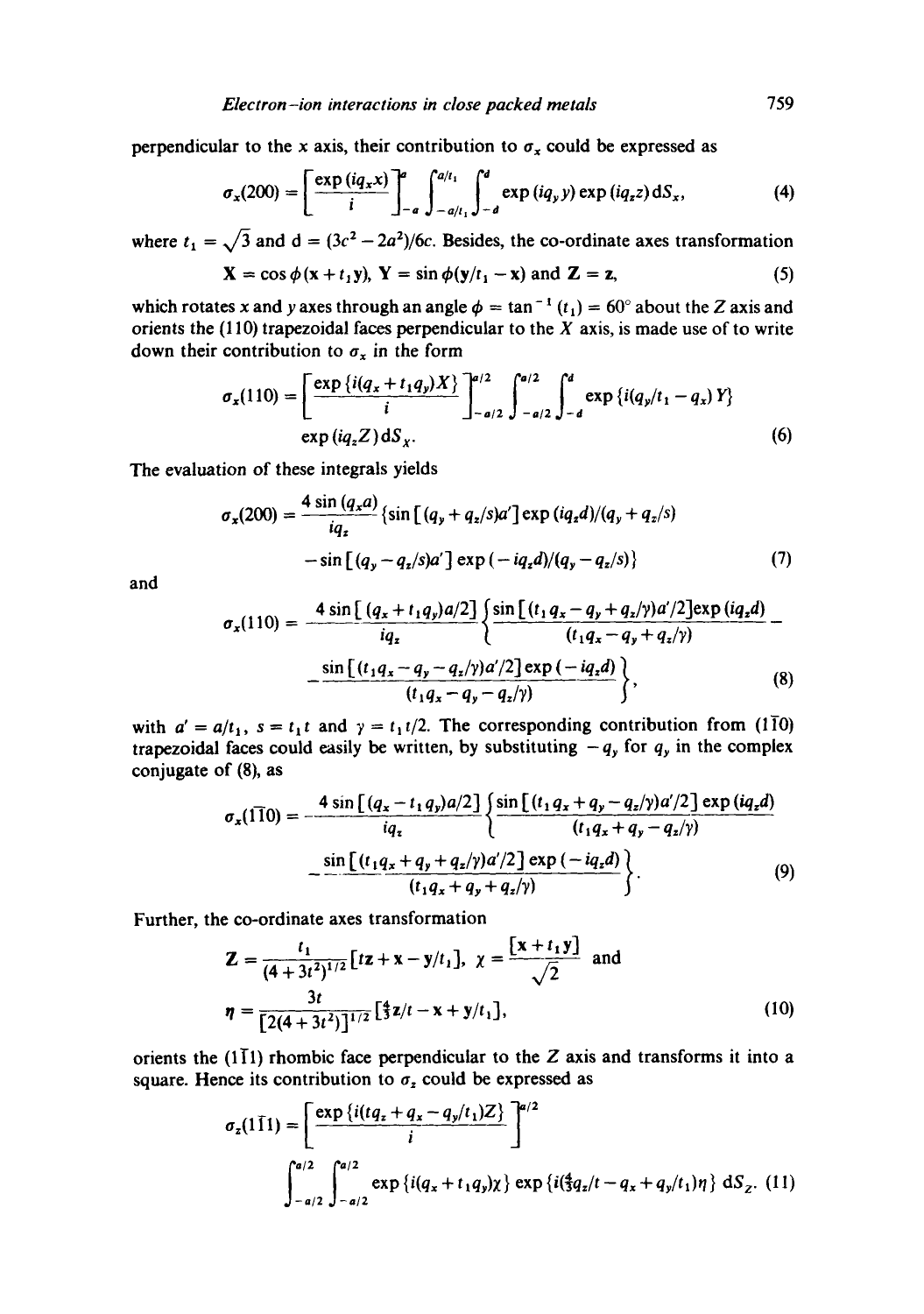perpendicular to the x axis, their contribution to $\sigma_x$ could be expressed as

$$\sigma_x(200) = \left[\frac{\exp(iq_x x)}{i}\right]_{-a}^{a} \int_{-a/t_1}^{a/t_1} \int_{-d}^{d} \exp(iq_y y)\exp(iq_z z)\,\mathrm{d}S_x, \tag{4}$$

where $t_1 = \sqrt{3}$ and $d = (3c^2 - 2a^2)/6c$. Besides, the co-ordinate axes transformation

$$\mathbf{X} = \cos\phi(\mathbf{x} + t_1\mathbf{y}),\ \mathbf{Y} = \sin\phi(\mathbf{y}/t_1 - \mathbf{x}) \text{ and } \mathbf{Z} = \mathbf{z}, \tag{5}$$

which rotates $x$ and $y$ axes through an angle $\phi = \tan^{-1}(t_1) = 60°$ about the $Z$ axis and orients the (110) trapezoidal faces perpendicular to the $X$ axis, is made use of to write down their contribution to $\sigma_x$ in the form

$$\sigma_x(110) = \left[\frac{\exp\{i(q_x + t_1 q_y)X\}}{i}\right]_{-a/2}^{a/2} \int_{-a/2}^{a/2} \int_{-d}^{d} \exp\{i(q_y/t_1 - q_x)Y\} \exp(iq_z Z)\,\mathrm{d}S_X. \tag{6}$$

The evaluation of these integrals yields

$$\sigma_x(200) = \frac{4\sin(q_x a)}{iq_z}\{\sin[(q_y + q_z/s)a']\exp(iq_z d)/(q_y + q_z/s) - \sin[(q_y - q_z/s)a']\exp(-iq_z d)/(q_y - q_z/s)\} \tag{7}$$

and

$$\sigma_x(110) = \frac{4\sin[(q_x + t_1 q_y)a/2]}{iq_z}\left\{\frac{\sin[(t_1 q_x - q_y + q_z/\gamma)a'/2]\exp(iq_z d)}{(t_1 q_x - q_y + q_z/\gamma)} - \frac{\sin[(t_1 q_x - q_y - q_z/\gamma)a'/2]\exp(-iq_z d)}{(t_1 q_x - q_y - q_z/\gamma)}\right\}, \tag{8}$$

with $a' = a/t_1$, $s = t_1 t$ and $\gamma = t_1 t/2$. The corresponding contribution from $(1\bar{1}0)$ trapezoidal faces could easily be written, by substituting $-q_y$ for $q_y$ in the complex conjugate of (8), as

$$\sigma_x(1\bar{1}0) = -\frac{4\sin[(q_x - t_1 q_y)a/2]}{iq_z}\left\{\frac{\sin[(t_1 q_x + q_y - q_z/\gamma)a'/2]\exp(iq_z d)}{(t_1 q_x + q_y - q_z/\gamma)} - \frac{\sin[(t_1 q_x + q_y + q_z/\gamma)a'/2]\exp(-iq_z d)}{(t_1 q_x + q_y + q_z/\gamma)}\right\}. \tag{9}$$

Further, the co-ordinate axes transformation

$$\mathbf{Z} = \frac{t_1}{(4 + 3t^2)^{1/2}}[t\mathbf{z} + \mathbf{x} - \mathbf{y}/t_1],\ \chi = \frac{[\mathbf{x} + t_1\mathbf{y}]}{\sqrt{2}} \text{ and}$$
$$\eta = \frac{3t}{[2(4 + 3t^2)]^{1/2}}[\tfrac{4}{3}\mathbf{z}/t - \mathbf{x} + \mathbf{y}/t_1], \tag{10}$$

orients the $(1\bar{1}1)$ rhombic face perpendicular to the $Z$ axis and transforms it into a square. Hence its contribution to $\sigma_z$ could be expressed as

$$\sigma_z(1\bar{1}1) = \left[\frac{\exp\{i(tq_z + q_x - q_y/t_1)Z\}}{i}\right]^{a/2} \int_{-a/2}^{a/2}\int_{-a/2}^{a/2} \exp\{i(q_x + t_1 q_y)\chi\}\exp\{i(\tfrac{4}{3}q_z/t - q_x + q_y/t_1)\eta\}\,\mathrm{d}S_Z. \tag{11}$$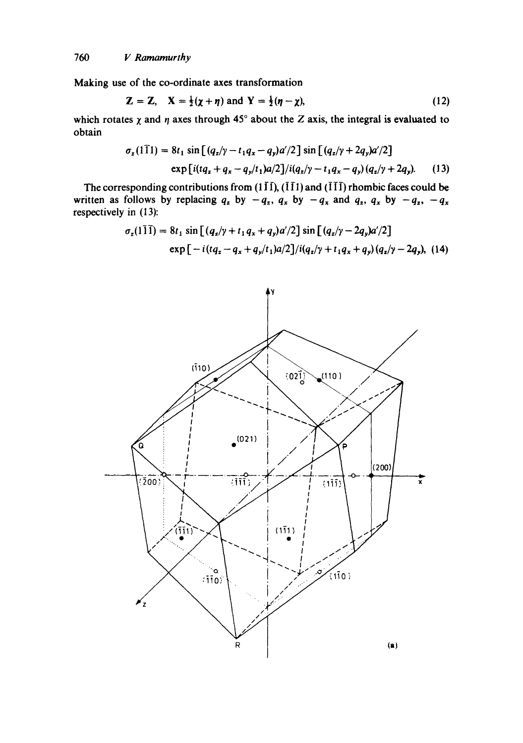Making use of the co-ordinate axes transformation

$$\mathbf{Z} = \mathbf{Z}, \quad \mathbf{X} = \tfrac{1}{2}(\chi + \eta) \text{ and } \mathbf{Y} = \tfrac{1}{2}(\eta - \chi), \tag{12}$$

which rotates $\chi$ and $\eta$ axes through 45° about the $Z$ axis, the integral is evaluated to obtain

$$\sigma_z(1\bar{1}1) = 8t_1 \sin\left[(q_z/\gamma - t_1 q_x - q_y)a'/2\right] \sin\left[(q_z/\gamma + 2q_y)a'/2\right]$$
$$\exp\left[i(tq_z + q_x - q_y/t_1)a/2\right]/i(q_z/\gamma - t_1 q_x - q_y)(q_z/\gamma + 2q_y). \tag{13}$$

The corresponding contributions from $(1\bar{1}\bar{1})$, $(\bar{1}\bar{1}1)$ and $(\bar{1}\bar{1}\bar{1})$ rhombic faces could be written as follows by replacing $q_z$ by $-q_z$, $q_x$ by $-q_x$ and $q_z$, $q_x$ by $-q_z$, $-q_x$ respectively in (13):

$$\sigma_z(1\bar{1}\bar{1}) = 8t_1 \sin\left[(q_z/\gamma + t_1 q_x + q_y)a'/2\right] \sin\left[(q_z/\gamma - 2q_y)a'/2\right]$$
$$\exp\left[-i(tq_z - q_x + q_y/t_1)a/2\right]/i(q_z/\gamma + t_1 q_x + q_y)(q_z/\gamma - 2q_y), \tag{14}$$

(a)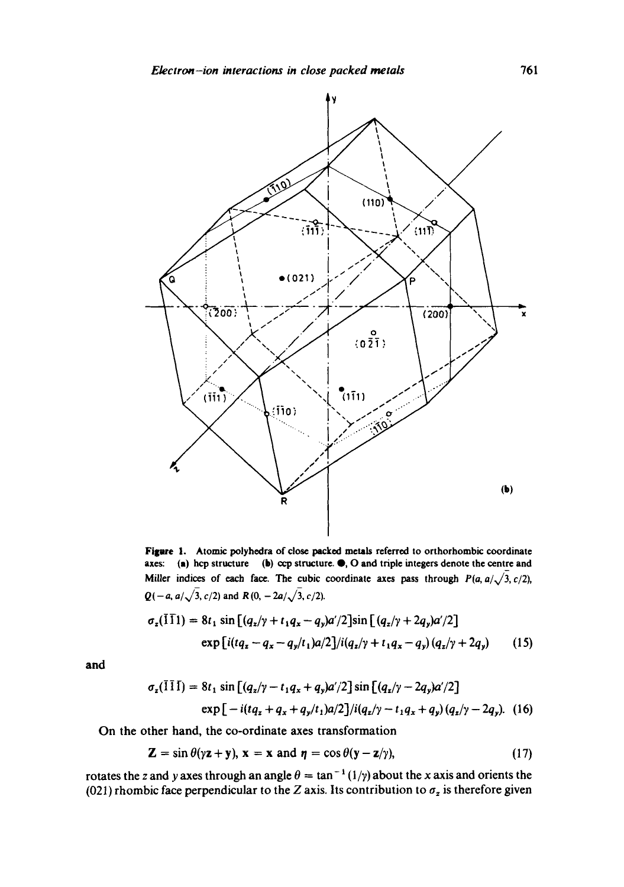Figure 1. Atomic polyhedra of close packed metals referred to orthorhombic coordinate axes: (a) hcp structure (b) ccp structure. ●, O and triple integers denote the centre and Miller indices of each face. The cubic coordinate axes pass through $P(a, a/\sqrt{3}, c/2)$, $Q(-a, a/\sqrt{3}, c/2)$ and $R(0, -2a/\sqrt{3}, c/2)$.

$$\sigma_z(\bar{1}\bar{1}1) = 8t_1 \sin[(q_z/\gamma + t_1 q_x - q_y)a'/2] \sin[(q_z/\gamma + 2q_y)a'/2]$$
$$\exp[i(tq_z - q_x - q_y/t_1)a/2]/i(q_z/\gamma + t_1 q_x - q_y)(q_z/\gamma + 2q_y) \quad (15)$$

and

$$\sigma_z(\bar{1}1\bar{1}) = 8t_1 \sin[(q_z/\gamma - t_1 q_x + q_y)a'/2] \sin[(q_z/\gamma - 2q_y)a'/2]$$
$$\exp[-i(tq_z + q_x + q_y/t_1)a/2]/i(q_z/\gamma - t_1 q_x + q_y)(q_z/\gamma - 2q_y). \quad (16)$$

On the other hand, the co-ordinate axes transformation

$$\mathbf{Z} = \sin\theta(\gamma\mathbf{z} + \mathbf{y}), \ \mathbf{x} = \mathbf{x} \text{ and } \boldsymbol{\eta} = \cos\theta(\mathbf{y} - \mathbf{z}/\gamma), \quad (17)$$

rotates the $z$ and $y$ axes through an angle $\theta = \tan^{-1}(1/\gamma)$ about the $x$ axis and orients the (021) rhombic face perpendicular to the $Z$ axis. Its contribution to $\sigma_z$ is therefore given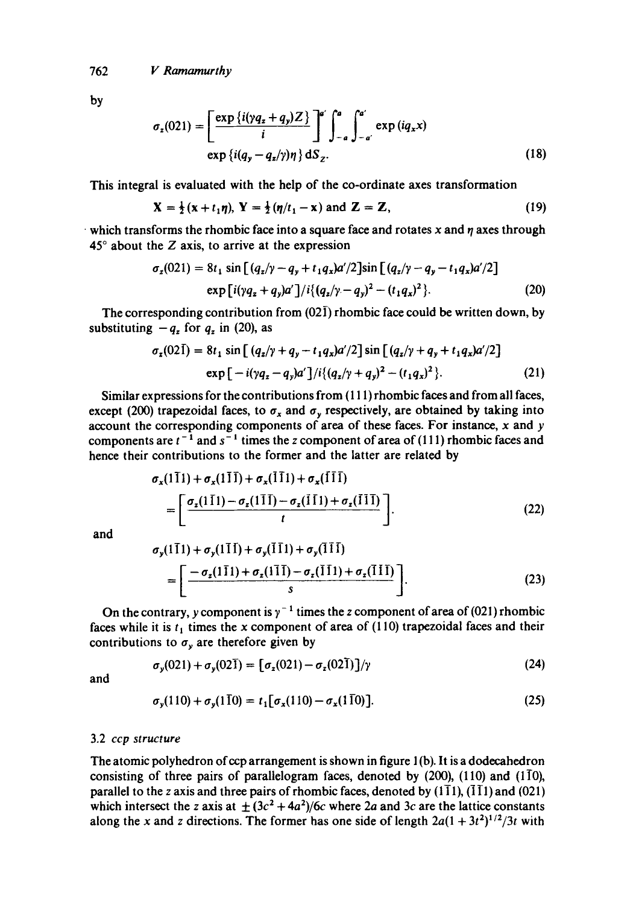by

$$\sigma_z(021) = \left[\frac{\exp\{i(\gamma q_z + q_y)Z\}}{i}\right]^{a'} \int_{-a}^{a} \int_{-a'}^{a'} \exp(iq_x x)$$
$$\exp\{i(q_y - q_z/\gamma)\eta\}\, dS_Z. \tag{18}$$

This integral is evaluated with the help of the co-ordinate axes transformation

$$\mathbf{X} = \tfrac{1}{2}(\mathbf{x} + t_1\eta),\ \mathbf{Y} = \tfrac{1}{2}(\eta/t_1 - \mathbf{x}) \text{ and } \mathbf{Z} = \mathbf{Z}, \tag{19}$$

which transforms the rhombic face into a square face and rotates $x$ and $\eta$ axes through 45° about the $Z$ axis, to arrive at the expression

$$\sigma_z(021) = 8t_1 \sin[(q_z/\gamma - q_y + t_1 q_x)a'/2]\sin[(q_z/\gamma - q_y - t_1 q_x)a'/2]$$
$$\exp[i(\gamma q_z + q_y)a']/i\{(q_z/\gamma - q_y)^2 - (t_1 q_x)^2\}. \tag{20}$$

The corresponding contribution from $(02\bar{1})$ rhombic face could be written down, by substituting $-q_z$ for $q_z$ in (20), as

$$\sigma_z(02\bar{1}) = 8t_1 \sin[(q_z/\gamma + q_y - t_1 q_x)a'/2]\sin[(q_z/\gamma + q_y + t_1 q_x)a'/2]$$
$$\exp[-i(\gamma q_z - q_y)a']/i\{(q_z/\gamma + q_y)^2 - (t_1 q_x)^2\}. \tag{21}$$

Similar expressions for the contributions from (111) rhombic faces and from all faces, except (200) trapezoidal faces, to $\sigma_x$ and $\sigma_y$ respectively, are obtained by taking into account the corresponding components of area of these faces. For instance, $x$ and $y$ components are $t^{-1}$ and $s^{-1}$ times the $z$ component of area of (111) rhombic faces and hence their contributions to the former and the latter are related by

$$\sigma_x(1\bar{1}1) + \sigma_x(1\bar{1}\bar{1}) + \sigma_x(\bar{1}\bar{1}1) + \sigma_x(\bar{1}\bar{1}\bar{1})$$
$$= \left[\frac{\sigma_z(1\bar{1}1) - \sigma_z(1\bar{1}\bar{1}) - \sigma_z(\bar{1}\bar{1}1) + \sigma_z(\bar{1}\bar{1}\bar{1})}{t}\right]. \tag{22}$$

and

$$\sigma_y(1\bar{1}1) + \sigma_y(1\bar{1}\bar{1}) + \sigma_y(\bar{1}\bar{1}1) + \sigma_y(\bar{1}\bar{1}\bar{1})$$
$$= \left[\frac{-\sigma_z(1\bar{1}1) + \sigma_z(1\bar{1}\bar{1}) - \sigma_z(\bar{1}\bar{1}1) + \sigma_z(\bar{1}\bar{1}\bar{1})}{s}\right]. \tag{23}$$

On the contrary, $y$ component is $\gamma^{-1}$ times the $z$ component of area of (021) rhombic faces while it is $t_1$ times the $x$ component of area of (110) trapezoidal faces and their contributions to $\sigma_y$ are therefore given by

$$\sigma_y(021) + \sigma_y(02\bar{1}) = [\sigma_z(021) - \sigma_z(02\bar{1})]/\gamma \tag{24}$$

and

$$\sigma_y(110) + \sigma_y(1\bar{1}0) = t_1[\sigma_x(110) - \sigma_x(1\bar{1}0)]. \tag{25}$$

### 3.2 *ccp structure*

The atomic polyhedron of ccp arrangement is shown in figure 1(b). It is a dodecahedron consisting of three pairs of parallelogram faces, denoted by (200), (110) and $(1\bar{1}0)$, parallel to the $z$ axis and three pairs of rhombic faces, denoted by $(1\bar{1}1)$, $(\bar{1}\bar{1}1)$ and (021) which intersect the $z$ axis at $\pm(3c^2 + 4a^2)/6c$ where $2a$ and $3c$ are the lattice constants along the $x$ and $z$ directions. The former has one side of length $2a(1 + 3t^2)^{1/2}/3t$ with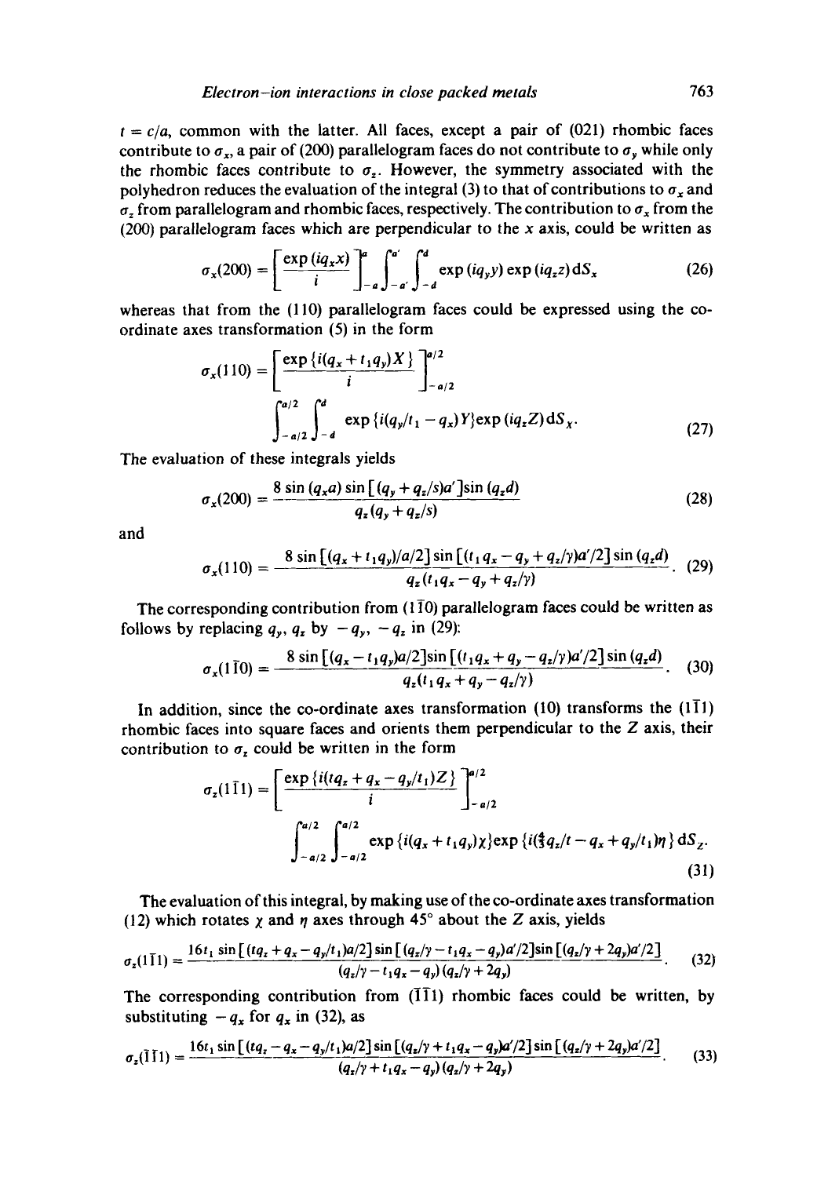$t = c/a$, common with the latter. All faces, except a pair of (021) rhombic faces contribute to $\sigma_x$, a pair of (200) parallelogram faces do not contribute to $\sigma_y$ while only the rhombic faces contribute to $\sigma_z$. However, the symmetry associated with the polyhedron reduces the evaluation of the integral (3) to that of contributions to $\sigma_x$ and $\sigma_z$ from parallelogram and rhombic faces, respectively. The contribution to $\sigma_x$ from the (200) parallelogram faces which are perpendicular to the $x$ axis, could be written as

$$\sigma_x(200) = \left[ \frac{\exp(iq_x x)}{i} \right]_{-a}^{a} \int_{-a'}^{a'} \int_{-d}^{d} \exp(iq_y y) \exp(iq_z z) \, dS_x \tag{26}$$

whereas that from the (110) parallelogram faces could be expressed using the co-ordinate axes transformation (5) in the form

$$\sigma_x(110) = \left[ \frac{\exp\{i(q_x + t_1 q_y)X\}}{i} \right]_{-a/2}^{a/2} \int_{-a/2}^{a/2} \int_{-d}^{d} \exp\{i(q_y/t_1 - q_x)Y\} \exp(iq_z Z) \, dS_X. \tag{27}$$

The evaluation of these integrals yields

$$\sigma_x(200) = \frac{8 \sin(q_x a) \sin[(q_y + q_z/s)a'] \sin(q_z d)}{q_z(q_y + q_z/s)} \tag{28}$$

and

$$\sigma_x(110) = \frac{8 \sin[(q_x + t_1 q_y)a/2] \sin[(t_1 q_x - q_y + q_z/\gamma)a'/2] \sin(q_z d)}{q_z(t_1 q_x - q_y + q_z/\gamma)}. \tag{29}$$

The corresponding contribution from $(1\bar{1}0)$ parallelogram faces could be written as follows by replacing $q_y$, $q_z$ by $-q_y$, $-q_z$ in (29):

$$\sigma_x(1\bar{1}0) = \frac{8 \sin[(q_x - t_1 q_y)a/2] \sin[(t_1 q_x + q_y - q_z/\gamma)a'/2] \sin(q_z d)}{q_z(t_1 q_x + q_y - q_z/\gamma)}. \tag{30}$$

In addition, since the co-ordinate axes transformation (10) transforms the $(1\bar{1}1)$ rhombic faces into square faces and orients them perpendicular to the $Z$ axis, their contribution to $\sigma_z$ could be written in the form

$$\sigma_z(1\bar{1}1) = \left[ \frac{\exp\{i(tq_z + q_x - q_y/t_1)Z\}}{i} \right]_{-a/2}^{a/2} \int_{-a/2}^{a/2} \int_{-a/2}^{a/2} \exp\{i(q_x + t_1 q_y)\chi\} \exp\{i(\tfrac{4}{3} q_z/t - q_x + q_y/t_1)\eta\} \, dS_Z. \tag{31}$$

The evaluation of this integral, by making use of the co-ordinate axes transformation (12) which rotates $\chi$ and $\eta$ axes through 45° about the $Z$ axis, yields

$$\sigma_z(1\bar{1}1) = \frac{16 t_1 \sin[(tq_z + q_x - q_y/t_1)a/2] \sin[(q_z/\gamma - t_1 q_x - q_y)a'/2] \sin[(q_z/\gamma + 2q_y)a'/2]}{(q_z/\gamma - t_1 q_x - q_y)(q_z/\gamma + 2q_y)}. \tag{32}$$

The corresponding contribution from $(\bar{1}\bar{1}1)$ rhombic faces could be written, by substituting $-q_x$ for $q_x$ in (32), as

$$\sigma_z(\bar{1}\bar{1}1) = \frac{16 t_1 \sin[(tq_z - q_x - q_y/t_1)a/2] \sin[(q_z/\gamma + t_1 q_x - q_y)a'/2] \sin[(q_z/\gamma + 2q_y)a'/2]}{(q_z/\gamma + t_1 q_x - q_y)(q_z/\gamma + 2q_y)}. \tag{33}$$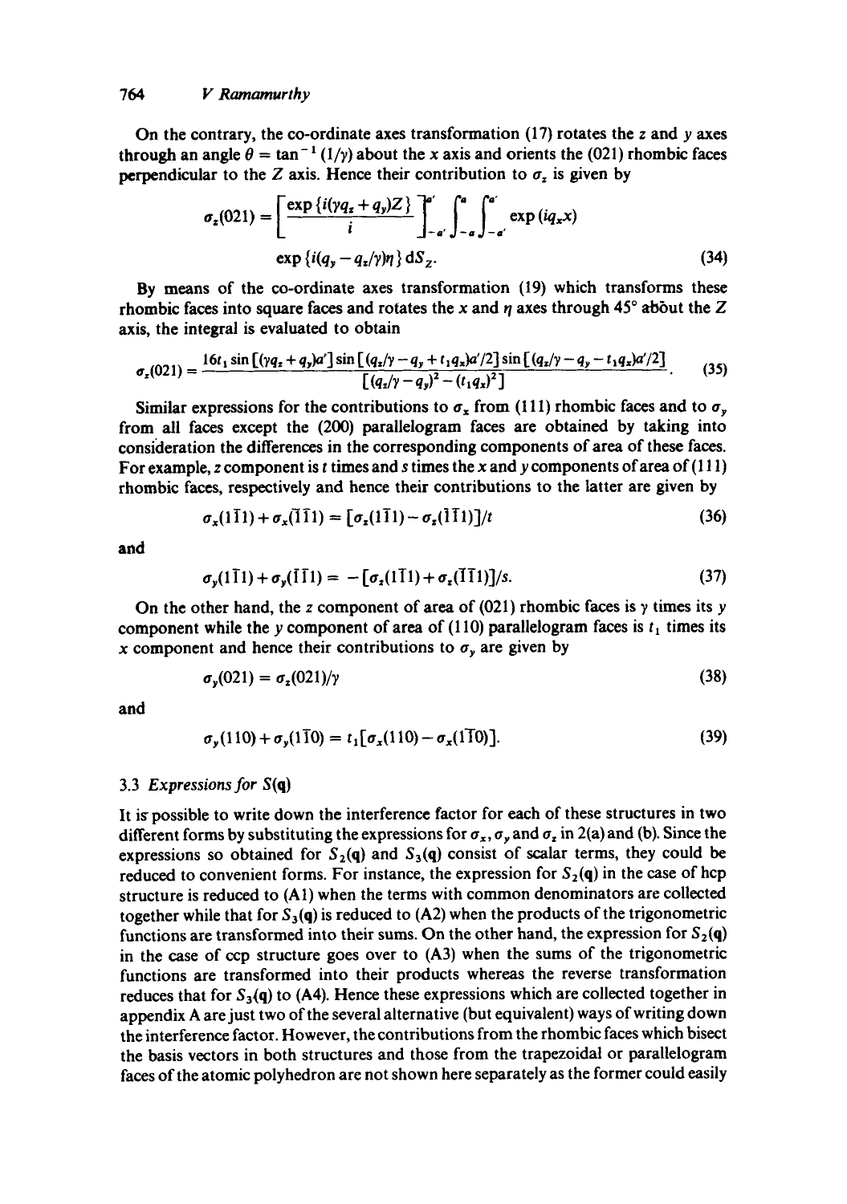On the contrary, the co-ordinate axes transformation (17) rotates the $z$ and $y$ axes through an angle $\theta = \tan^{-1}(1/\gamma)$ about the $x$ axis and orients the (021) rhombic faces perpendicular to the $Z$ axis. Hence their contribution to $\sigma_z$ is given by

$$\sigma_z(021) = \left[\frac{\exp\{i(\gamma q_z + q_y)Z\}}{i}\right]_{-a'}^{a'} \int_{-a}^{a} \int_{-a'}^{a'} \exp(iq_x x)$$

$$\exp\{i(q_y - q_z/\gamma)\eta\}\, \mathrm{d}S_Z. \tag{34}$$

By means of the co-ordinate axes transformation (19) which transforms these rhombic faces into square faces and rotates the $x$ and $\eta$ axes through 45° about the $Z$ axis, the integral is evaluated to obtain

$$\sigma_z(021) = \frac{16t_1 \sin[(\gamma q_z + q_y)a'] \sin[(q_z/\gamma - q_y + t_1 q_x)a'/2] \sin[(q_z/\gamma - q_y - t_1 q_x)a'/2]}{[(q_z/\gamma - q_y)^2 - (t_1 q_x)^2]}. \tag{35}$$

Similar expressions for the contributions to $\sigma_x$ from (111) rhombic faces and to $\sigma_y$ from all faces except the (200) parallelogram faces are obtained by taking into consideration the differences in the corresponding components of area of these faces. For example, $z$ component is $t$ times and $s$ times the $x$ and $y$ components of area of (111) rhombic faces, respectively and hence their contributions to the latter are given by

$$\sigma_x(1\bar{1}1) + \sigma_x(\bar{1}\bar{1}1) = [\sigma_z(1\bar{1}1) - \sigma_z(\bar{1}\bar{1}1)]/t \tag{36}$$

and

$$\sigma_y(1\bar{1}1) + \sigma_y(\bar{1}\bar{1}1) = -[\sigma_z(1\bar{1}1) + \sigma_z(\bar{1}\bar{1}1)]/s. \tag{37}$$

On the other hand, the $z$ component of area of (021) rhombic faces is $\gamma$ times its $y$ component while the $y$ component of area of (110) parallelogram faces is $t_1$ times its $x$ component and hence their contributions to $\sigma_y$ are given by

$$\sigma_y(021) = \sigma_z(021)/\gamma \tag{38}$$

and

$$\sigma_y(110) + \sigma_y(1\bar{1}0) = t_1[\sigma_x(110) - \sigma_x(1\bar{1}0)]. \tag{39}$$

### 3.3 *Expressions for* $S(\mathbf{q})$

It is possible to write down the interference factor for each of these structures in two different forms by substituting the expressions for $\sigma_x$, $\sigma_y$ and $\sigma_z$ in 2(a) and (b). Since the expressions so obtained for $S_2(\mathbf{q})$ and $S_3(\mathbf{q})$ consist of scalar terms, they could be reduced to convenient forms. For instance, the expression for $S_2(\mathbf{q})$ in the case of hcp structure is reduced to (A1) when the terms with common denominators are collected together while that for $S_3(\mathbf{q})$ is reduced to (A2) when the products of the trigonometric functions are transformed into their sums. On the other hand, the expression for $S_2(\mathbf{q})$ in the case of ccp structure goes over to (A3) when the sums of the trigonometric functions are transformed into their products whereas the reverse transformation reduces that for $S_3(\mathbf{q})$ to (A4). Hence these expressions which are collected together in appendix A are just two of the several alternative (but equivalent) ways of writing down the interference factor. However, the contributions from the rhombic faces which bisect the basis vectors in both structures and those from the trapezoidal or parallelogram faces of the atomic polyhedron are not shown here separately as the former could easily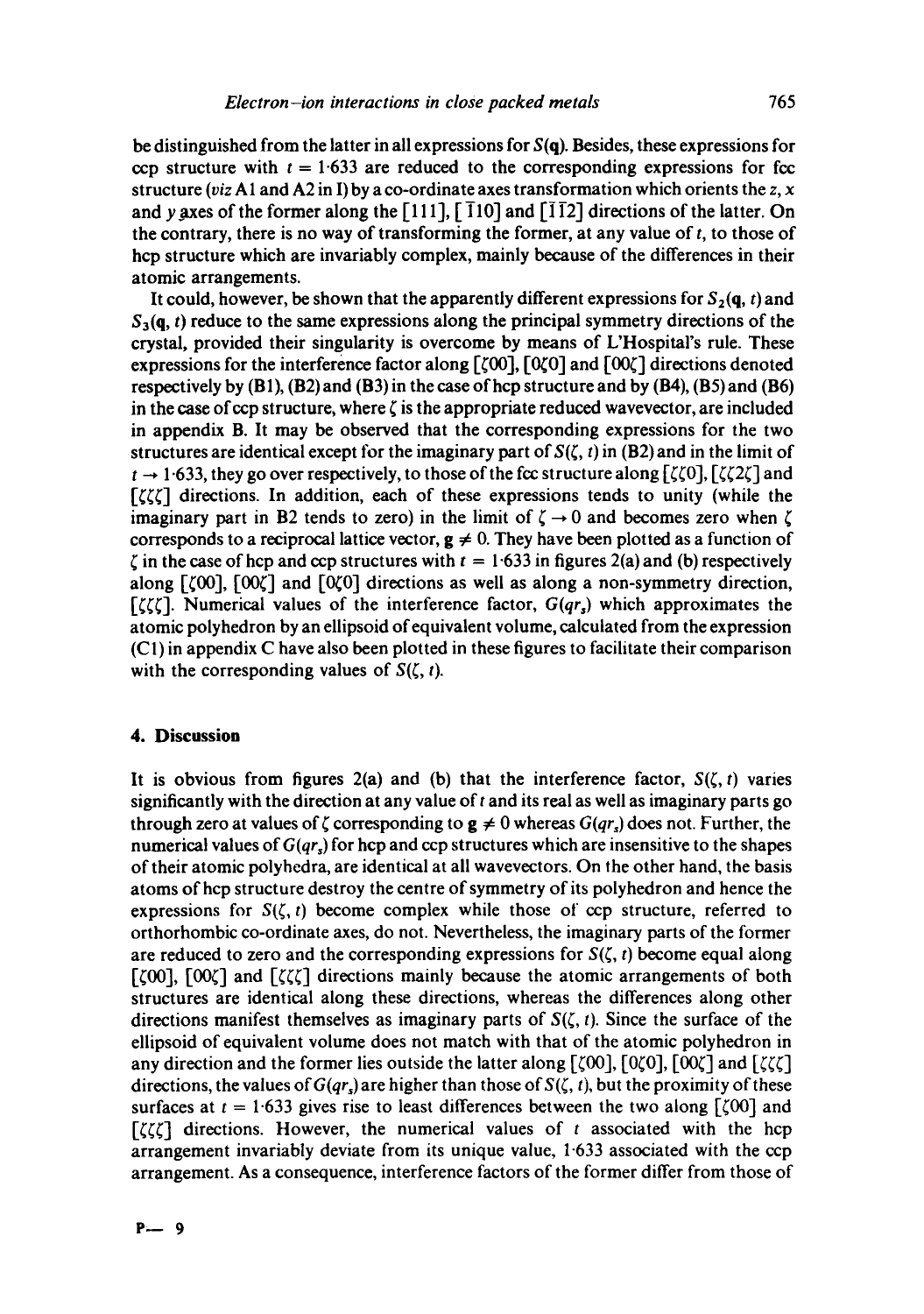be distinguished from the latter in all expressions for $S(\mathbf{q})$. Besides, these expressions for ccp structure with $t = 1{\cdot}633$ are reduced to the corresponding expressions for fcc structure (*viz* A1 and A2 in I) by a co-ordinate axes transformation which orients the $z$, $x$ and $y$ axes of the former along the [111], [$\bar{1}$10] and [$\bar{1}\bar{1}$2] directions of the latter. On the contrary, there is no way of transforming the former, at any value of $t$, to those of hcp structure which are invariably complex, mainly because of the differences in their atomic arrangements.

It could, however, be shown that the apparently different expressions for $S_2(\mathbf{q}, t)$ and $S_3(\mathbf{q}, t)$ reduce to the same expressions along the principal symmetry directions of the crystal, provided their singularity is overcome by means of L'Hospital's rule. These expressions for the interference factor along [$\zeta$00], [0$\zeta$0] and [00$\zeta$] directions denoted respectively by (B1), (B2) and (B3) in the case of hcp structure and by (B4), (B5) and (B6) in the case of ccp structure, where $\zeta$ is the appropriate reduced wavevector, are included in appendix B. It may be observed that the corresponding expressions for the two structures are identical except for the imaginary part of $S(\zeta, t)$ in (B2) and in the limit of $t \rightarrow 1{\cdot}633$, they go over respectively, to those of the fcc structure along [$\zeta\zeta$0], [$\zeta\zeta 2\zeta$] and [$\zeta\zeta\zeta$] directions. In addition, each of these expressions tends to unity (while the imaginary part in B2 tends to zero) in the limit of $\zeta \rightarrow 0$ and becomes zero when $\zeta$ corresponds to a reciprocal lattice vector, $\mathbf{g} \neq 0$. They have been plotted as a function of $\zeta$ in the case of hcp and ccp structures with $t = 1{\cdot}633$ in figures 2(a) and (b) respectively along [$\zeta$00], [00$\zeta$] and [0$\zeta$0] directions as well as along a non-symmetry direction, [$\zeta\zeta\zeta$]. Numerical values of the interference factor, $G(qr_s)$ which approximates the atomic polyhedron by an ellipsoid of equivalent volume, calculated from the expression (C1) in appendix C have also been plotted in these figures to facilitate their comparison with the corresponding values of $S(\zeta, t)$.

## 4. Discussion

It is obvious from figures 2(a) and (b) that the interference factor, $S(\zeta, t)$ varies significantly with the direction at any value of $t$ and its real as well as imaginary parts go through zero at values of $\zeta$ corresponding to $\mathbf{g} \neq 0$ whereas $G(qr_s)$ does not. Further, the numerical values of $G(qr_s)$ for hcp and ccp structures which are insensitive to the shapes of their atomic polyhedra, are identical at all wavevectors. On the other hand, the basis atoms of hcp structure destroy the centre of symmetry of its polyhedron and hence the expressions for $S(\zeta, t)$ become complex while those of ccp structure, referred to orthorhombic co-ordinate axes, do not. Nevertheless, the imaginary parts of the former are reduced to zero and the corresponding expressions for $S(\zeta, t)$ become equal along [$\zeta$00], [00$\zeta$] and [$\zeta\zeta\zeta$] directions mainly because the atomic arrangements of both structures are identical along these directions, whereas the differences along other directions manifest themselves as imaginary parts of $S(\zeta, t)$. Since the surface of the ellipsoid of equivalent volume does not match with that of the atomic polyhedron in any direction and the former lies outside the latter along [$\zeta$00], [0$\zeta$0], [00$\zeta$] and [$\zeta\zeta\zeta$] directions, the values of $G(qr_s)$ are higher than those of $S(\zeta, t)$, but the proximity of these surfaces at $t = 1{\cdot}633$ gives rise to least differences between the two along [$\zeta$00] and [$\zeta\zeta\zeta$] directions. However, the numerical values of $t$ associated with the hcp arrangement invariably deviate from its unique value, 1·633 associated with the ccp arrangement. As a consequence, interference factors of the former differ from those of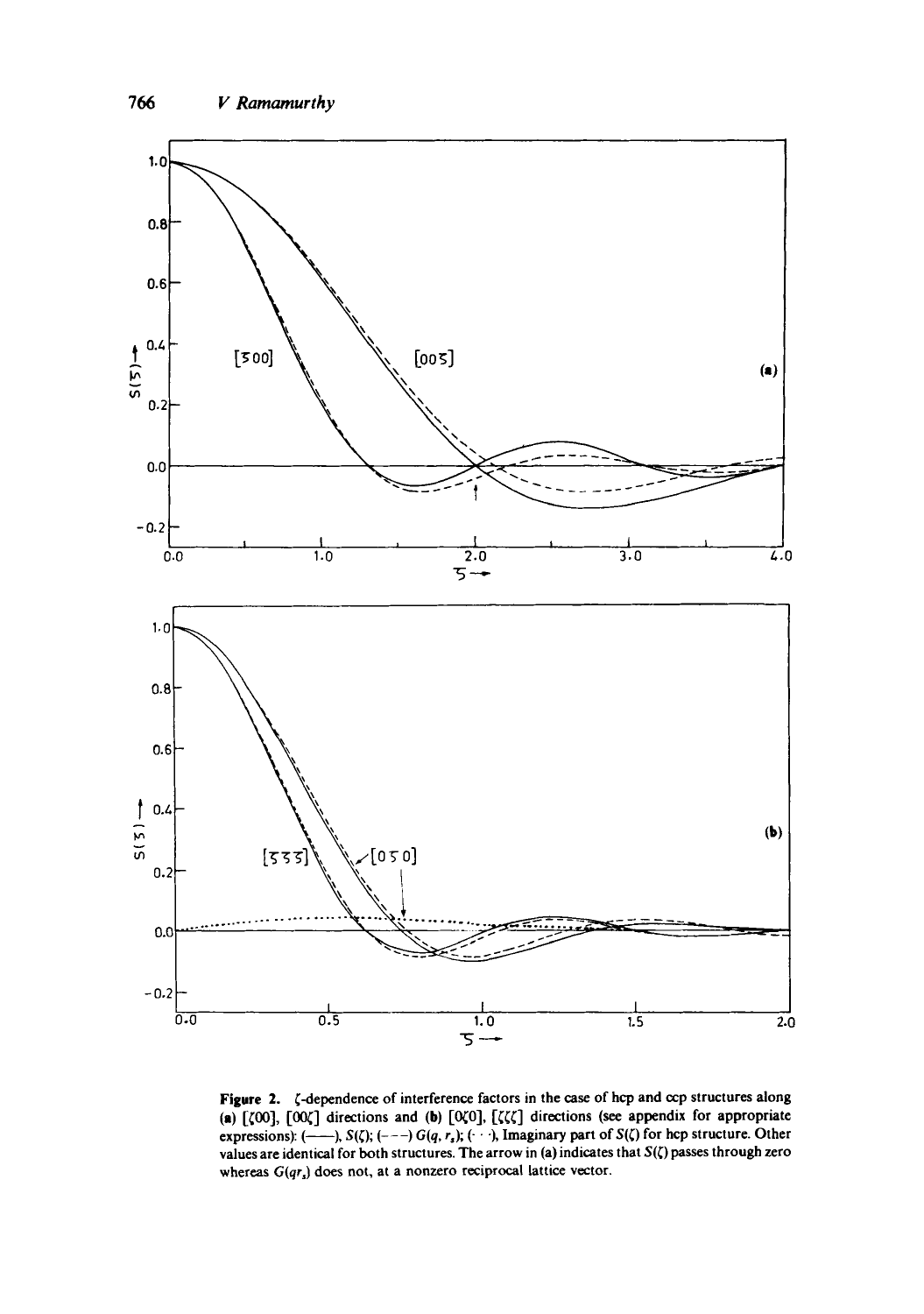Figure 2. $\zeta$-dependence of interference factors in the case of hcp and ccp structures along (a) $[\zeta 00]$, $[00\zeta]$ directions and (b) $[0\zeta 0]$, $[\zeta\zeta\zeta]$ directions (see appendix for appropriate expressions): (——), $S(\zeta)$; (– – –) $G(q, r_s)$; (· · ·), Imaginary part of $S(\zeta)$ for hcp structure. Other values are identical for both structures. The arrow in (a) indicates that $S(\zeta)$ passes through zero whereas $G(qr_s)$ does not, at a nonzero reciprocal lattice vector.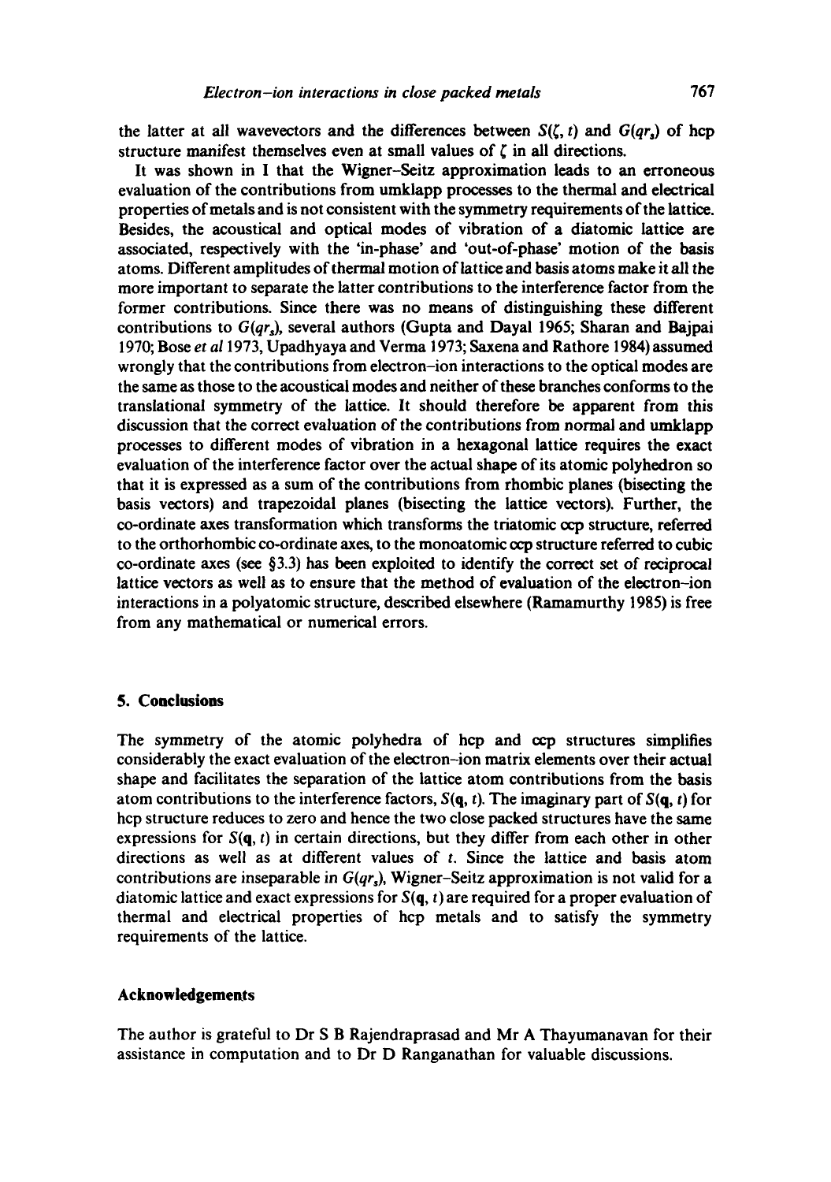the latter at all wavevectors and the differences between $S(\zeta, t)$ and $G(qr_s)$ of hcp structure manifest themselves even at small values of $\zeta$ in all directions.

It was shown in I that the Wigner–Seitz approximation leads to an erroneous evaluation of the contributions from umklapp processes to the thermal and electrical properties of metals and is not consistent with the symmetry requirements of the lattice. Besides, the acoustical and optical modes of vibration of a diatomic lattice are associated, respectively with the 'in-phase' and 'out-of-phase' motion of the basis atoms. Different amplitudes of thermal motion of lattice and basis atoms make it all the more important to separate the latter contributions to the interference factor from the former contributions. Since there was no means of distinguishing these different contributions to $G(qr_s)$, several authors (Gupta and Dayal 1965; Sharan and Bajpai 1970; Bose *et al* 1973, Upadhyaya and Verma 1973; Saxena and Rathore 1984) assumed wrongly that the contributions from electron–ion interactions to the optical modes are the same as those to the acoustical modes and neither of these branches conforms to the translational symmetry of the lattice. It should therefore be apparent from this discussion that the correct evaluation of the contributions from normal and umklapp processes to different modes of vibration in a hexagonal lattice requires the exact evaluation of the interference factor over the actual shape of its atomic polyhedron so that it is expressed as a sum of the contributions from rhombic planes (bisecting the basis vectors) and trapezoidal planes (bisecting the lattice vectors). Further, the co-ordinate axes transformation which transforms the triatomic ccp structure, referred to the orthorhombic co-ordinate axes, to the monoatomic ccp structure referred to cubic co-ordinate axes (see §3.3) has been exploited to identify the correct set of reciprocal lattice vectors as well as to ensure that the method of evaluation of the electron–ion interactions in a polyatomic structure, described elsewhere (Ramamurthy 1985) is free from any mathematical or numerical errors.

## 5. Conclusions

The symmetry of the atomic polyhedra of hcp and ccp structures simplifies considerably the exact evaluation of the electron–ion matrix elements over their actual shape and facilitates the separation of the lattice atom contributions from the basis atom contributions to the interference factors, $S(\mathbf{q}, t)$. The imaginary part of $S(\mathbf{q}, t)$ for hcp structure reduces to zero and hence the two close packed structures have the same expressions for $S(\mathbf{q}, t)$ in certain directions, but they differ from each other in other directions as well as at different values of $t$. Since the lattice and basis atom contributions are inseparable in $G(qr_s)$, Wigner–Seitz approximation is not valid for a diatomic lattice and exact expressions for $S(\mathbf{q}, t)$ are required for a proper evaluation of thermal and electrical properties of hcp metals and to satisfy the symmetry requirements of the lattice.

## Acknowledgements

The author is grateful to Dr S B Rajendraprasad and Mr A Thayumanavan for their assistance in computation and to Dr D Ranganathan for valuable discussions.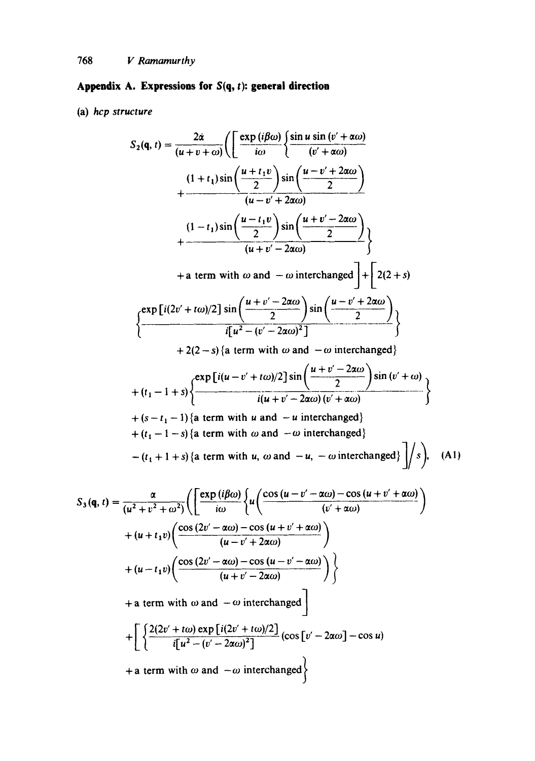## Appendix A. Expressions for $S(\mathbf{q}, t)$: general direction

(a) *hcp structure*

$$
\begin{aligned}
S_2(\mathbf{q}, t) = \frac{2\dot{\alpha}}{(u+v+\omega)}\Bigg(\Bigg[&\frac{\exp(i\beta\omega)}{i\omega}\Bigg\{\frac{\sin u \sin(v'+\alpha\omega)}{(v'+\alpha\omega)} \\
&+\frac{(1+t_1)\sin\left(\frac{u+t_1 v}{2}\right)\sin\left(\frac{u-v'+2\alpha\omega}{2}\right)}{(u-v'+2\alpha\omega)} \\
&+\frac{(1-t_1)\sin\left(\frac{u-t_1 v}{2}\right)\sin\left(\frac{u+v'-2\alpha\omega}{2}\right)}{(u+v'-2\alpha\omega)}\Bigg\} \\
&+\text{a term with } \omega \text{ and } -\omega \text{ interchanged}\Bigg] + \Bigg[2(2+s) \\
&\Bigg\{\frac{\exp[i(2v'+t\omega)/2]\sin\left(\frac{u+v'-2\alpha\omega}{2}\right)\sin\left(\frac{u-v'+2\alpha\omega}{2}\right)}{i[u^2-(v'-2\alpha\omega)^2]}\Bigg\} \\
&+2(2-s)\{\text{a term with } \omega \text{ and } -\omega \text{ interchanged}\} \\
&+(t_1-1+s)\Bigg\{\frac{\exp[i(u-v'+t\omega)/2]\sin\left(\frac{u+v'-2\alpha\omega}{2}\right)\sin(v'+\omega)}{i(u+v'-2\alpha\omega)(v'+\alpha\omega)}\Bigg\} \\
&+(s-t_1-1)\{\text{a term with } u \text{ and } -u \text{ interchanged}\} \\
&+(t_1-1-s)\{\text{a term with } \omega \text{ and } -\omega \text{ interchanged}\} \\
&-(t_1+1+s)\{\text{a term with } u, \omega \text{ and } -u, -\omega \text{ interchanged}\}\Bigg]\Big/ s\Bigg), \qquad \text{(A1)}
\end{aligned}
$$

$$
\begin{aligned}
S_3(\mathbf{q}, t) = \frac{\alpha}{(u^2+v^2+\omega^2)}\Bigg(\Bigg[&\frac{\exp(i\beta\omega)}{i\omega}\Bigg\{u\left(\frac{\cos(u-v'-\alpha\omega)-\cos(u+v'+\alpha\omega)}{(v'+\alpha\omega)}\right) \\
&+(u+t_1 v)\left(\frac{\cos(2v'-\alpha\omega)-\cos(u+v'+\alpha\omega)}{(u-v'+2\alpha\omega)}\right) \\
&+(u-t_1 v)\left(\frac{\cos(2v'-\alpha\omega)-\cos(u-v'-\alpha\omega)}{(u+v'-2\alpha\omega)}\right)\Bigg\} \\
&+\text{a term with } \omega \text{ and } -\omega \text{ interchanged}\Bigg] \\
&+\Bigg[\Bigg\{\frac{2(2v'+t\omega)\exp[i(2v'+t\omega)/2]}{i[u^2-(v'-2\alpha\omega)^2]}(\cos[v'-2\alpha\omega]-\cos u) \\
&+\text{a term with } \omega \text{ and } -\omega \text{ interchanged}\Bigg\}
\end{aligned}
$$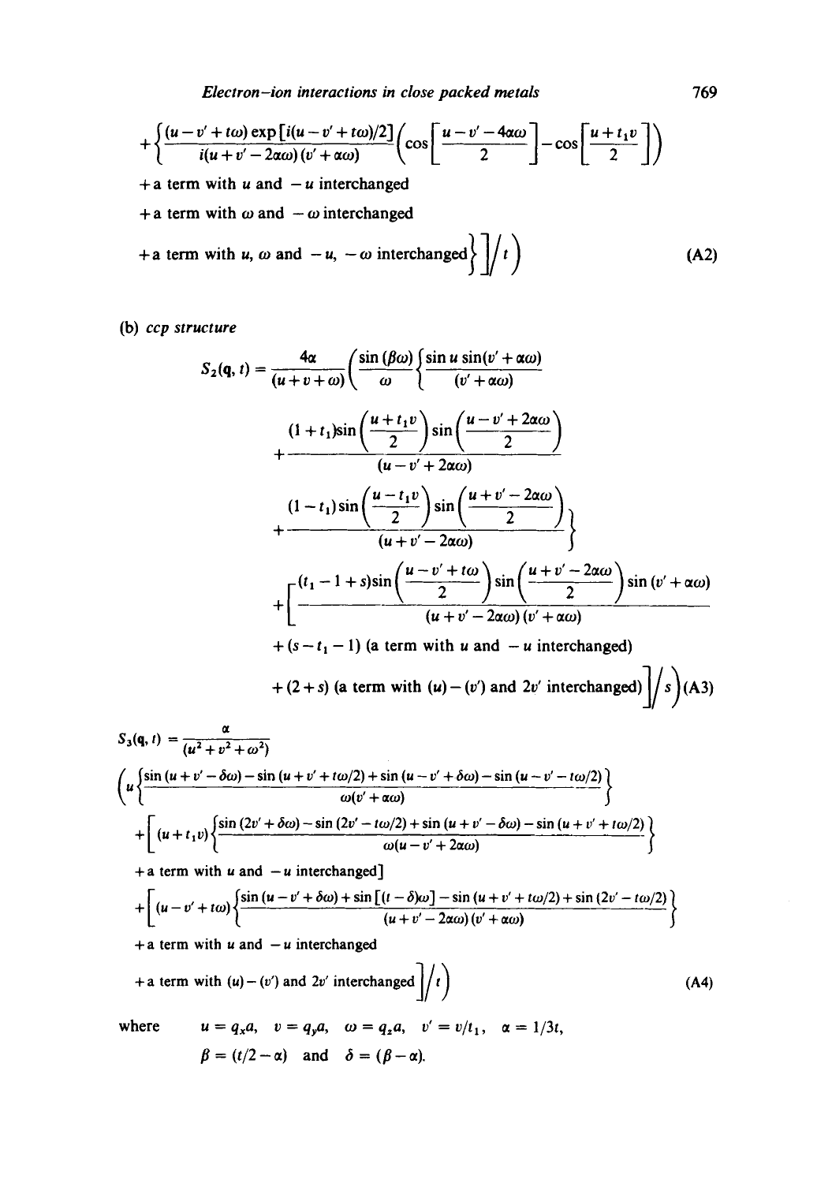$$+\left\{\frac{(u-v'+t\omega)\exp\left[i(u-v'+t\omega)/2\right]}{i(u+v'-2\alpha\omega)(v'+\alpha\omega)}\left(\cos\left[\frac{u-v'-4\alpha\omega}{2}\right]-\cos\left[\frac{u+t_1 v}{2}\right]\right)\right.$$

+ a term with $u$ and $-u$ interchanged

+ a term with $\omega$ and $-\omega$ interchanged

$$\left.\left.\left.+\text{a term with } u, \omega \text{ and } -u, -\omega \text{ interchanged}\right\}\right]\Big/ t\right) \tag{A2}$$

(b) *ccp structure*

$$S_2(\mathbf{q}, t) = \frac{4\alpha}{(u+v+\omega)}\left(\frac{\sin(\beta\omega)}{\omega}\left\{\frac{\sin u \sin(v'+\alpha\omega)}{(v'+\alpha\omega)}\right.\right.$$

$$+\frac{(1+t_1)\sin\left(\dfrac{u+t_1 v}{2}\right)\sin\left(\dfrac{u-v'+2\alpha\omega}{2}\right)}{(u-v'+2\alpha\omega)}$$

$$\left.+\frac{(1-t_1)\sin\left(\dfrac{u-t_1 v}{2}\right)\sin\left(\dfrac{u+v'-2\alpha\omega}{2}\right)}{(u+v'-2\alpha\omega)}\right\}$$

$$+\left[\frac{-(t_1-1+s)\sin\left(\dfrac{u-v'+t\omega}{2}\right)\sin\left(\dfrac{u+v'-2\alpha\omega}{2}\right)\sin(v'+\alpha\omega)}{(u+v'-2\alpha\omega)(v'+\alpha\omega)}\right.$$

+ $(s-t_1-1)$ (a term with $u$ and $-u$ interchanged)

$$\left.\left.+(2+s)\text{ (a term with } (u)-(v') \text{ and } 2v' \text{ interchanged)}\right]\Big/ s\right) \tag{A3}$$

$$S_3(\mathbf{q}, t) = \frac{\alpha}{(u^2+v^2+\omega^2)}$$

$$\left(u\left\{\frac{\sin(u+v'-\delta\omega)-\sin(u+v'+t\omega/2)+\sin(u-v'+\delta\omega)-\sin(u-v'-t\omega/2)}{\omega(v'+\alpha\omega)}\right\}\right.$$

$$+\left[(u+t_1 v)\left\{\frac{\sin(2v'+\delta\omega)-\sin(2v'-t\omega/2)+\sin(u+v'-\delta\omega)-\sin(u+v'+t\omega/2)}{\omega(u-v'+2\alpha\omega)}\right\}\right.$$

+ a term with $u$ and $-u$ interchanged]

$$+\left[(u-v'+t\omega)\left\{\frac{\sin(u-v'+\delta\omega)+\sin\left[(t-\delta)\omega\right]-\sin(u+v'+t\omega/2)+\sin(2v'-t\omega/2)}{(u+v'-2\alpha\omega)(v'+\alpha\omega)}\right\}\right.$$

+ a term with $u$ and $-u$ interchanged

$$\left.\left.+\text{a term with } (u)-(v') \text{ and } 2v' \text{ interchanged}\right]\Big/ t\right) \tag{A4}$$

where $u = q_x a$, $v = q_y a$, $\omega = q_z a$, $v' = v/t_1$, $\alpha = 1/3t$,

$\beta = (t/2-\alpha)$ and $\delta = (\beta-\alpha)$.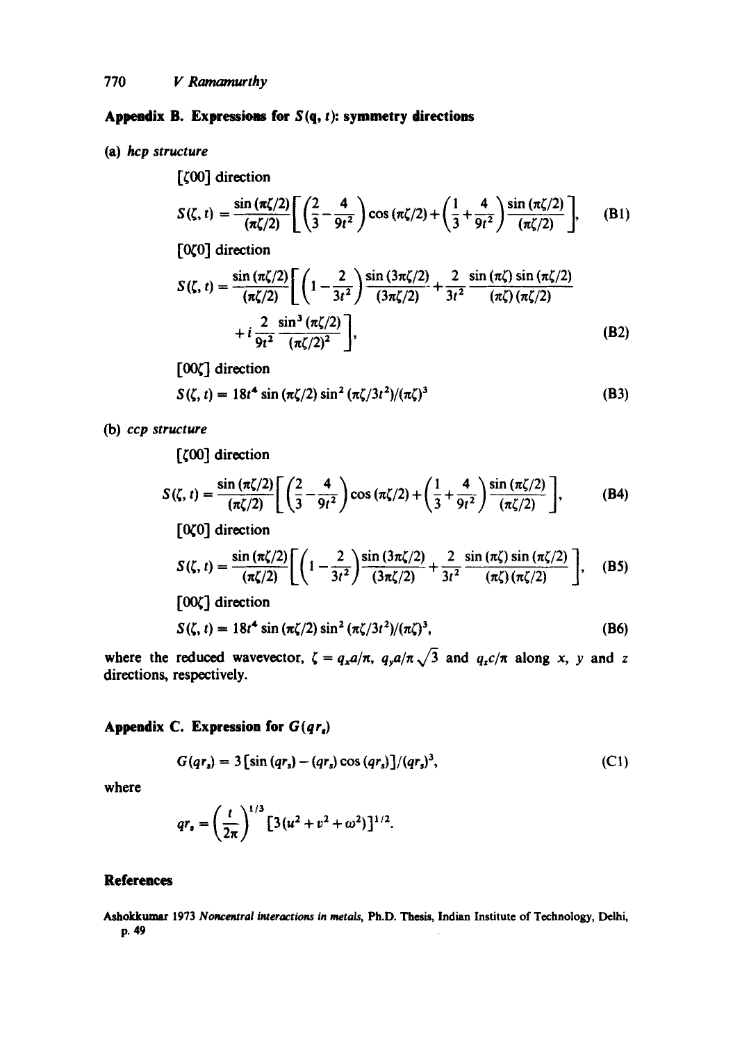## Appendix B. Expressions for $S(\mathbf{q}, t)$: symmetry directions

(a) *hcp structure*

[ζ00] direction

$$S(\zeta, t) = \frac{\sin(\pi\zeta/2)}{(\pi\zeta/2)}\left[\left(\frac{2}{3} - \frac{4}{9t^2}\right)\cos(\pi\zeta/2) + \left(\frac{1}{3} + \frac{4}{9t^2}\right)\frac{\sin(\pi\zeta/2)}{(\pi\zeta/2)}\right], \tag{B1}$$

[0ζ0] direction

$$S(\zeta, t) = \frac{\sin(\pi\zeta/2)}{(\pi\zeta/2)}\left[\left(1 - \frac{2}{3t^2}\right)\frac{\sin(3\pi\zeta/2)}{(3\pi\zeta/2)} + \frac{2}{3t^2}\frac{\sin(\pi\zeta)\sin(\pi\zeta/2)}{(\pi\zeta)(\pi\zeta/2)} + i\frac{2}{9t^2}\frac{\sin^3(\pi\zeta/2)}{(\pi\zeta/2)^2}\right], \tag{B2}$$

[00ζ] direction

$$S(\zeta, t) = 18t^4 \sin(\pi\zeta/2)\sin^2(\pi\zeta/3t^2)/(\pi\zeta)^3 \tag{B3}$$

(b) *ccp structure*

[ζ00] direction

$$S(\zeta, t) = \frac{\sin(\pi\zeta/2)}{(\pi\zeta/2)}\left[\left(\frac{2}{3} - \frac{4}{9t^2}\right)\cos(\pi\zeta/2) + \left(\frac{1}{3} + \frac{4}{9t^2}\right)\frac{\sin(\pi\zeta/2)}{(\pi\zeta/2)}\right], \tag{B4}$$

[0ζ0] direction

$$S(\zeta, t) = \frac{\sin(\pi\zeta/2)}{(\pi\zeta/2)}\left[\left(1 - \frac{2}{3t^2}\right)\frac{\sin(3\pi\zeta/2)}{(3\pi\zeta/2)} + \frac{2}{3t^2}\frac{\sin(\pi\zeta)\sin(\pi\zeta/2)}{(\pi\zeta)(\pi\zeta/2)}\right], \tag{B5}$$

[00ζ] direction

$$S(\zeta, t) = 18t^4 \sin(\pi\zeta/2)\sin^2(\pi\zeta/3t^2)/(\pi\zeta)^3, \tag{B6}$$

where the reduced wavevector, $\zeta = q_x a/\pi$, $q_y a/\pi\sqrt{3}$ and $q_z c/\pi$ along $x$, $y$ and $z$ directions, respectively.

## Appendix C. Expression for $G(qr_s)$

$$G(qr_s) = 3[\sin(qr_s) - (qr_s)\cos(qr_s)]/(qr_s)^3, \tag{C1}$$

where

$$qr_s = \left(\frac{t}{2\pi}\right)^{1/3}[3(u^2 + v^2 + \omega^2)]^{1/2}.$$

## References

Ashokkumar 1973 *Noncentral interactions in metals*, Ph.D. Thesis, Indian Institute of Technology, Delhi, p. 49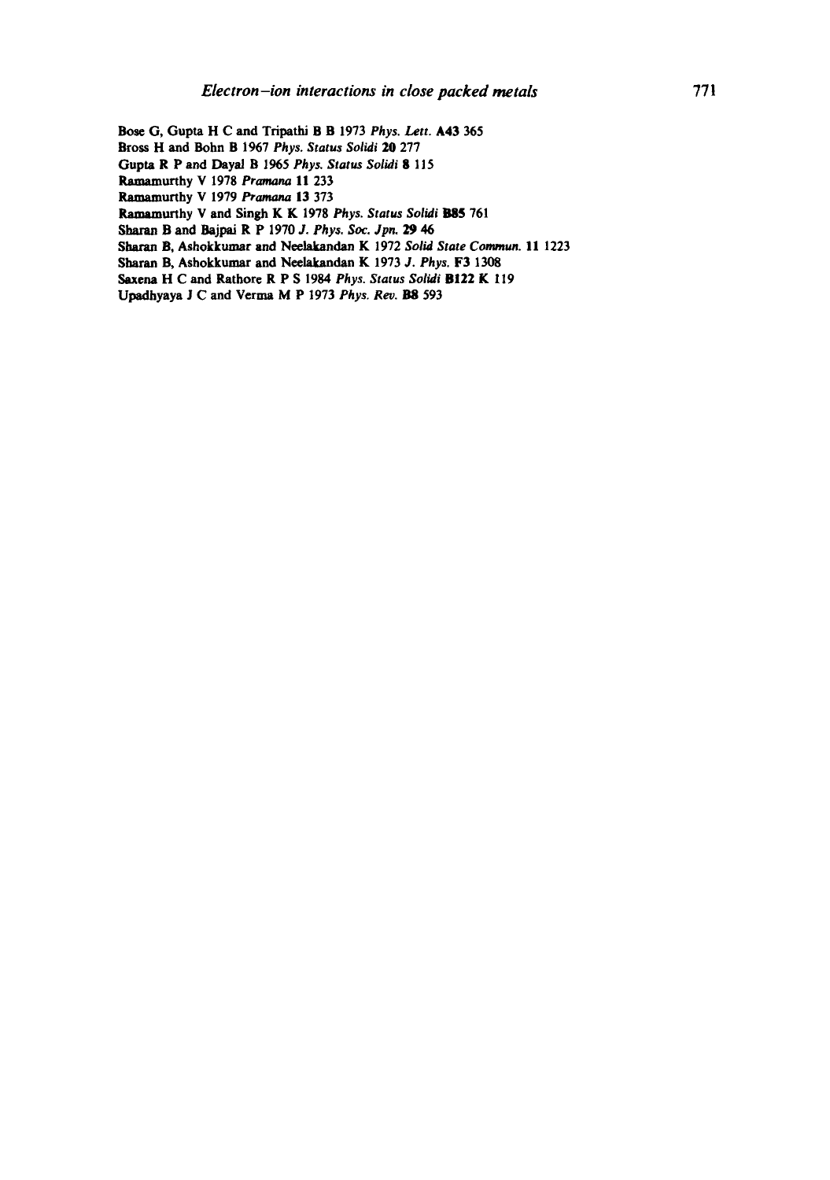Bose G, Gupta H C and Tripathi B B 1973 *Phys. Lett.* **A43** 365

Bross H and Bohn B 1967 *Phys. Status Solidi* **20** 277

Gupta R P and Dayal B 1965 *Phys. Status Solidi* **8** 115

Ramamurthy V 1978 *Pramana* **11** 233

Ramamurthy V 1979 *Pramana* **13** 373

Ramamurthy V and Singh K K 1978 *Phys. Status Solidi* **B85** 761

Sharan B and Bajpai R P 1970 *J. Phys. Soc. Jpn.* **29** 46

Sharan B, Ashokkumar and Neelakandan K 1972 *Solid State Commun.* **11** 1223

Sharan B, Ashokkumar and Neelakandan K 1973 *J. Phys.* **F3** 1308

Saxena H C and Rathore R P S 1984 *Phys. Status Solidi* **B122 K** 119

Upadhyaya J C and Verma M P 1973 *Phys. Rev.* **B8** 593